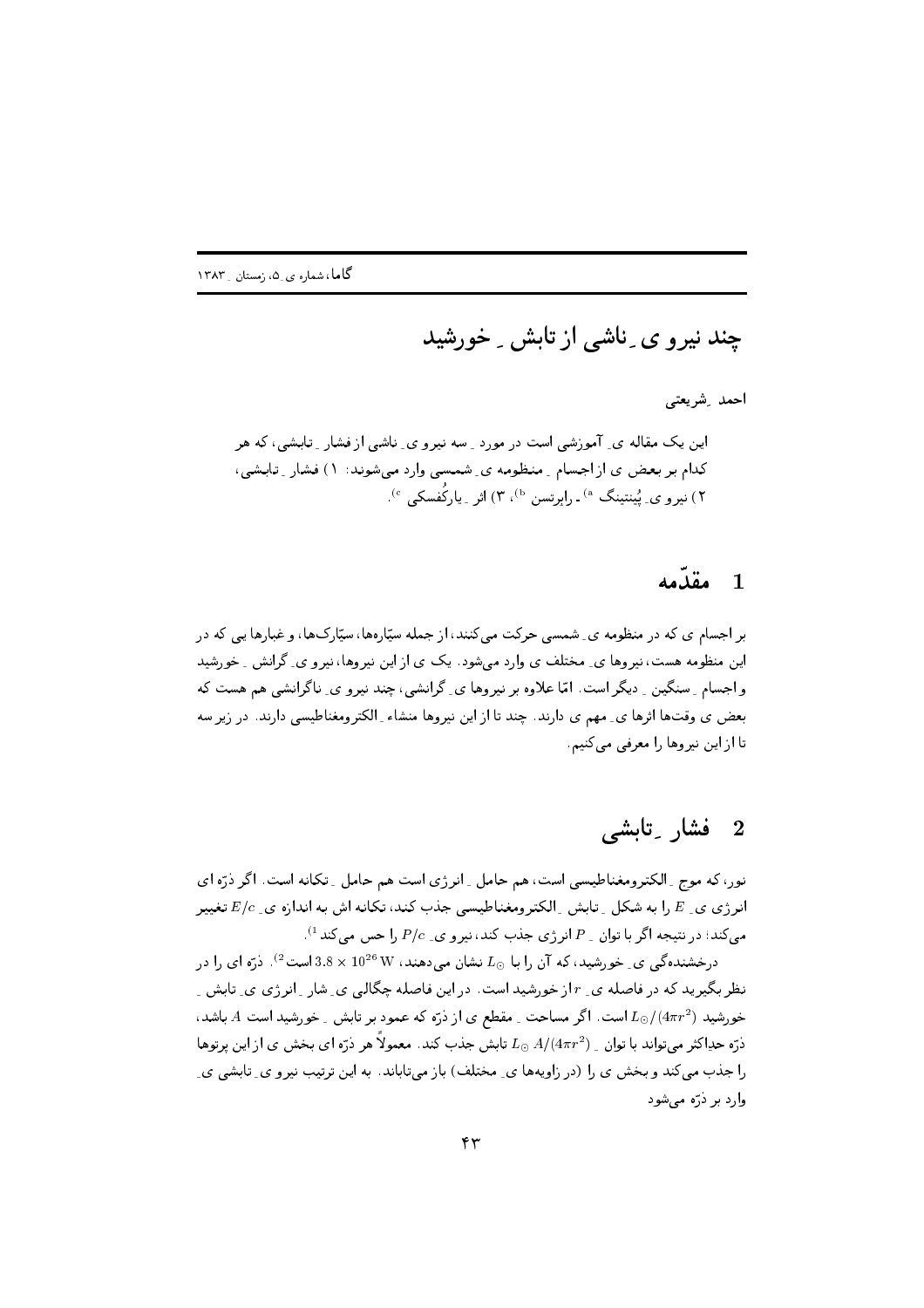# چند نیرو ی ِ ناشی از تابش ِ خورشید

احمد ِ شریعتی

این یک مقاله ی ِ آموزشی است در مورد ِ سه نیرو ی ِ ناشی از فشار ِ تابشی، که هر کدام بر بعض ی از اجسام ِ منظومه ی ِ شمسی وارد می‌شوند: ۱) فشار ِ تابشی، ۲) نیرو ی ِ پُینتینگ [a] ـ رابرتسن [b]، ۳) اثر ِ یارکُفسکی [c].

## 1 مقدّمه

بر اجسام ی که در منظومه ی ِ شمسی حرکت می‌کنند، از جمله سیّاره‌ها، سیّارک‌ها، و غبارها یی که در این منظومه هست، نیروها ی ِ مختلف ی وارد می‌شود. یک ی از این نیروها، نیرو ی ِ گرانش ِ خورشید و اجسام ِ سنگین ِ دیگر است. امّا علاوه بر نیروها ی ِ گرانشی، چند نیرو ی ِ ناگرانشی هم هست که بعض ی وقت‌ها اثرها ی ِ مهم ی دارند. چند تا از این نیروها منشاء ِ الکترومغناطیسی دارند. در زیر سه تا از این نیروها را معرفی می‌کنیم.

## 2 فشار ِ تابشی

نور، که موج ِ الکترومغناطیسی است، هم حامل ِ انرژی است هم حامل ِ تکانه است. اگر ذرّه ای انرژی ی ِ $E$ را به شکل ِ تابش ِ الکترومغناطیسی جذب کند، تکانه اش به اندازه ی ِ $E/c$ تغییر می‌کند: در نتیجه اگر با توان ِ $P$ انرژی جذب کند، نیرو ی ِ $P/c$ را حس می‌کند [1].

درخشندگی ی ِ خورشید، که آن را با $L_\odot$ نشان می‌دهند، $3.8 \times 10^{26}\,\mathrm{W}$ است [2]. ذرّه ای را در نظر بگیرید که در فاصله ی ِ $r$ از خورشید است. در این فاصله چگالی ی ِ شار ِ انرژی ی ِ تابش ِ خورشید $L_\odot/(4\pi r^2)$ است. اگر مساحت ِ مقطع ی از ذرّه که عمود بر تابش ِ خورشید است $A$ باشد، ذرّه حداکثر می‌تواند با توان ِ $L_\odot A/(4\pi r^2)$ تابش جذب کند. معمولاً هر ذرّه ای بخش ی از این پرتوها را جذب می‌کند و بخش ی را (در زاویه‌ها ی ِ مختلف) باز می‌تاباند. به این ترتیب نیرو ی ِ تابشی ی ِ وارد بر ذرّه می‌شود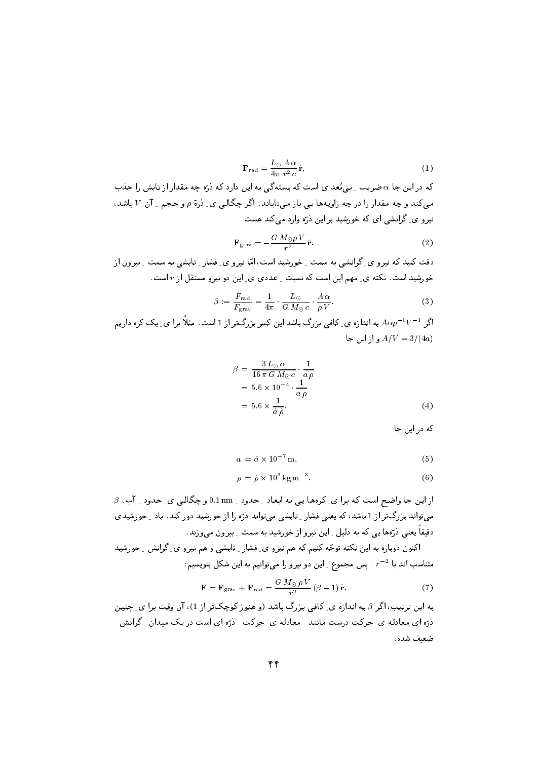$$\mathbf{F}_{\text{rad}} = \frac{L_\odot\, A\,\alpha}{4\pi\; r^2\, c}\,\hat{\mathbf{r}}, \tag{1}$$

که در این جا $\alpha$ ضریب ِ بی‌بُعد ی است که بسته‌گی به این دارد که ذرّه چه مقدار از تابش را جذب می‌کند و چه مقدار را در چه زاویه‌ها یی باز می‌تاباند. اگر چگالی ی ِ ذرهٔ $\rho$ و حجم ِ آن $V$ باشد، نیرو ی ِ گرانشی ای که خورشید بر این ذرّه وارد می‌کند هست

$$\mathbf{F}_{\text{grav}} = -\frac{G\, M_\odot \rho\, V}{r^2}\,\hat{\mathbf{r}}. \tag{2}$$

دقت کنید که نیرو ی ِ گرانشی به سمت ِ خورشید است، امّا نیرو ی ِ فشار ِ تابشی به سمت ِ بیرون از خورشید است. نکته ی ِ مهم این است که نسبت ِ عددی ی ِ این دو نیرو مستقل از $r$ است.

$$\beta := \frac{F_{\text{rad}}}{F_{\text{grav}}} = \frac{1}{4\pi}\cdot\frac{L_\odot}{G\, M_\odot\, c}\cdot\frac{A\,\alpha}{\rho\, V}. \tag{3}$$

اگر $A\alpha\rho^{-1}V^{-1}$ به اندازه ی ِ کافی بزرگ باشد این کسر بزرگ‌تر از 1 است. مثلاً برا ی ِ یک کره داریم $A/V = 3/(4a)$ و از این جا

$$\begin{aligned}
\beta &= \frac{3\, L_\odot\, \alpha}{16\,\pi\, G\, M_\odot\, c}\cdot\frac{1}{a\,\rho}\\
&= 5.6\times 10^{-4}\cdot\frac{1}{a\,\rho}\\
&= 5.6\times\frac{1}{\hat{a}\,\hat{\rho}}.
\end{aligned} \tag{4}$$

که در این جا

$$a = \hat{a}\times 10^{-7}\,\text{m}, \tag{5}$$

$$\rho = \hat{\rho}\times 10^{3}\,\text{kg}\,\text{m}^{-3}. \tag{6}$$

از این جا واضح است که برا ی ِ کره‌ها یی به ابعاد ِ حدود ِ $0.1\,\text{nm}$ و چگالی ی ِ حدود ِ آب، $\beta$ می‌تواند بزرگ‌تر از 1 باشد، که یعنی فشار ِ تابشی می‌تواند ذرّه را از خورشید دور کند. باد ِ خورشیدی دقیقاً یعنی ذرّه‌ها یی که به دلیل ِ این نیرو از خورشید به سمت ِ بیرون می‌وزند.

اکنون دوباره به این نکته توجّه کنیم که هم نیرو ی ِ فشار ِ تابشی و هم نیرو ی ِ گرانش ِ خورشید متناسب اند با $r^{-2}$. پس مجموع ِ این دو نیرو را می‌توانیم به این شکل بنویسیم:

$$\mathbf{F} = \mathbf{F}_{\text{grav}} + \mathbf{F}_{\text{rad}} = \frac{G\, M_\odot\, \rho\, V}{r^2}\,(\beta - 1)\,\hat{\mathbf{r}}. \tag{7}$$

به این ترتیب، اگر $\beta$ به اندازه ی ِ کافی بزرگ باشد (و هنوز کوچک‌تر از 1)، آن وقت برا ی ِ چنین ذرّه ای معادله ی ِ حرکت درست مانند ِ معادله ی ِ حرکت ِ ذرّه ای است در یک میدان ِ گرانش ِ ضعیف شده.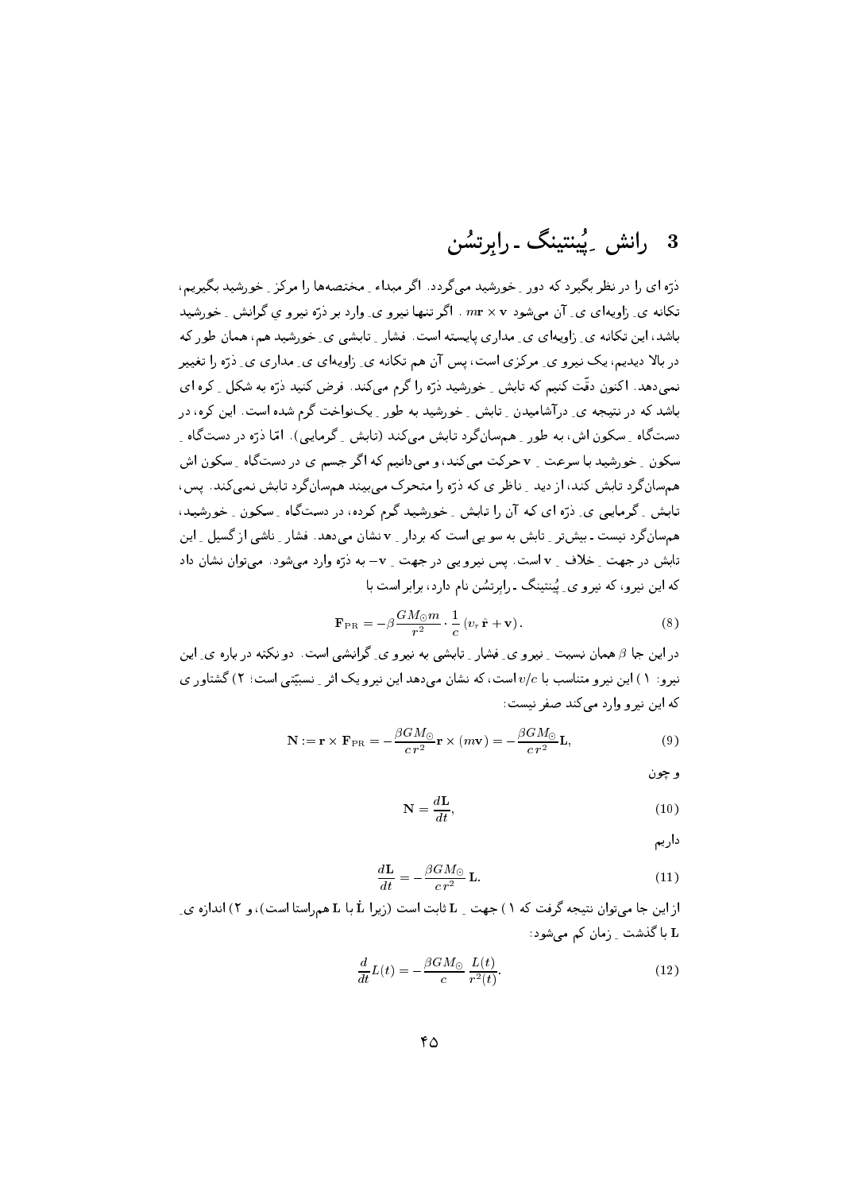## 3 رانش ِ پُینتینگ ـ رابِرتسُن

ذرّه ای را در نظر بگیرد که دور ِ خورشید می‌گردد. اگر مبداء ِ مختصه‌ها را مرکز ِ خورشید بگیریم، تکانه ی ِ زاویه‌ای ی ِ آن می‌شود $m\mathbf{r}\times\mathbf{v}$ . اگر تنها نیرو ی ِ وارد بر ذرّه نیرو ی گرانش ِ خورشید باشد، این تکانه ی ِ زاویه‌ای ی ِ مداری پایسته است. فشار ِ تابشی ی ِ خورشید هم، همان طور که در بالا دیدیم، یک نیرو ی ِ مرکزی است، پس آن هم تکانه ی ِ زاویه‌ای ی ِ مداری ی ِ ذرّه را تغییر نمی‌دهد. اکنون دقّت کنیم که تابش ِ خورشید ذرّه را گرم می‌کند. فرض کنید ذرّه به شکل ِ کره ای باشد که در نتیجه ی ِ درآشامیدن ِ تابش ِ خورشید به طور ِ یک‌نواخت گرم شده است. این کره، در دست‌گاه ِ سکون اش، به طور ِ هم‌سان‌گرد تابش می‌کند (تابش ِ گرمایی). امّا ذرّه در دست‌گاه ِ سکون ِ خورشید با سرعت ِ $\mathbf{v}$ حرکت می‌کند، و می‌دانیم که اگر جسم ی در دست‌گاه ِ سکون اش هم‌سان‌گرد تابش کند، از دید ِ ناظر ی که ذرّه را متحرک می‌بیند هم‌سان‌گرد تابش نمی‌کند. پس، تابش ِ گرمایی ی ِ ذرّه ای که آن را تابش ِ خورشید گرم کرده، در دست‌گاه ِ سکون ِ خورشید، هم‌سان‌گرد نیست ـ بیش‌تر ِ تابش به سو یی است که بردار ِ $\mathbf{v}$ نشان می‌دهد. فشار ِ ناشی از گسیل ِ این تابش در جهت ِ خلاف ِ $\mathbf{v}$ است. پس نیرو یی در جهت ِ $-\mathbf{v}$ به ذرّه وارد می‌شود. می‌توان نشان داد که این نیرو، که نیرو ی ِ پُینتینگ ـ رابِرتسُن نام دارد، برابر است با

$$\mathbf{F}_{\rm PR} = -\beta \frac{GM_{\odot} m}{r^2} \cdot \frac{1}{c}\left(v_r\,\hat{\mathbf{r}} + \mathbf{v}\right). \tag{8}$$

در این جا $\beta$ همان نسبت ِ نیرو ی ِ فشار ِ تابشی به نیرو ی ِ گرانشی است. دو نکته در باره ی ِ این نیرو: ۱) این نیرو متناسب با $v/c$ است، که نشان می‌دهد این نیرو یک اثر ِ نسبیّتی است؛ ۲) گشتاور ی که این نیرو وارد می‌کند صفر نیست:

$$\mathbf{N} := \mathbf{r}\times\mathbf{F}_{\rm PR} = -\frac{\beta G M_{\odot}}{c\,r^2}\mathbf{r}\times(m\mathbf{v}) = -\frac{\beta G M_{\odot}}{c\,r^2}\mathbf{L}, \tag{9}$$

و چون

$$\mathbf{N} = \frac{d\mathbf{L}}{dt}, \tag{10}$$

داریم

$$\frac{d\mathbf{L}}{dt} = -\frac{\beta G M_{\odot}}{c\,r^2}\,\mathbf{L}. \tag{11}$$

از این جا می‌توان نتیجه گرفت که ۱) جهت ِ $\mathbf{L}$ ثابت است (زیرا $\dot{\mathbf{L}}$ با $\mathbf{L}$ هم‌راستا است)، و ۲) اندازه ی ِ $\mathbf{L}$ با گذشت ِ زمان کم می‌شود:

$$\frac{d}{dt}L(t) = -\frac{\beta G M_{\odot}}{c}\,\frac{L(t)}{r^2(t)}. \tag{12}$$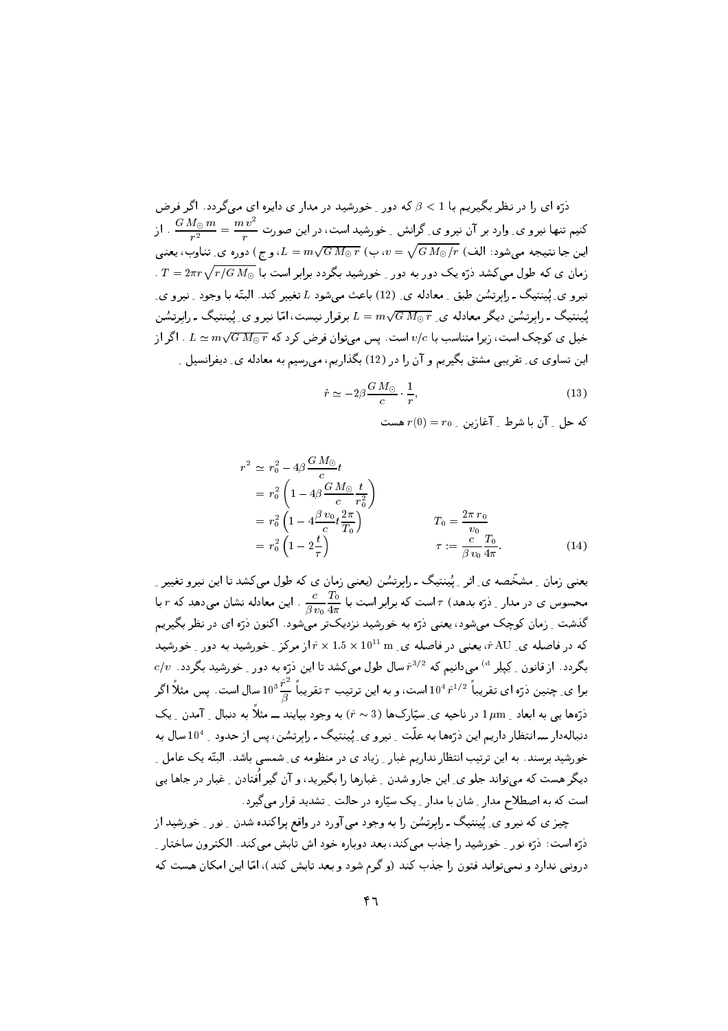ذرّه ای را در نظر بگیریم با $\beta < 1$ که دور ِ خورشید در مدار ِ دایره ای می‌گردد. اگر فرض کنیم تنها نیرو ی ِ وارد بر آن نیرو ی ِ گرانش ِ خورشید است، در این صورت $\dfrac{G M_\odot\, m}{r^2} = \dfrac{m\, v^2}{r}$ . از این جا نتیجه می‌شود: الف) $v = \sqrt{G M_\odot / r}$، ب) $L = m\sqrt{G M_\odot\, r}$، و ج) دوره ی ِ تناوب، یعنی زمان ی که طول می‌کشد ذرّه یک دور به دور ِ خورشید بگردد برابر است با $T = 2\pi r\sqrt{r/G M_\odot}$ .

نیرو ی ِ پُینتیگ ـ رابرتسُن طبق ِ معادله ی ِ (12) باعث می‌شود $L$ تغییر کند. البتّه با وجود ِ نیرو ی ِ پُینتیگ ـ رابرتسُن دیگر معادله ی ِ $L = m\sqrt{G M_\odot\, r}$ برقرار نیست، امّا نیرو ی ِ پُینتیگ ـ رابرتسُن خیل ی کوچک است، زیرا متناسب با $v/c$ است. پس می‌توان فرض کرد که $L \simeq m\sqrt{G M_\odot\, r}$ . اگر از این تساوی ی ِ تقریبی مشتق بگیریم و آن را در (12) بگذاریم، می‌رسیم به معادله ی ِ دیفرانسیل ِ

$$\dot{r} \simeq -2\beta \frac{G M_\odot}{c} \cdot \frac{1}{r}, \tag{13}$$

که حل ِ آن با شرط ِ آغازین ِ $r(0) = r_0$ هست

$$
\begin{aligned}
r^2 &\simeq r_0^2 - 4\beta \frac{G M_\odot}{c} t \\
&= r_0^2 \left(1 - 4\beta \frac{G M_\odot}{c} \frac{t}{r_0^2}\right) \\
&= r_0^2 \left(1 - 4\frac{\beta\, v_0}{c} t \frac{2\pi}{T_0}\right) && T_0 = \frac{2\pi\, r_0}{v_0} \\
&= r_0^2 \left(1 - 2\frac{t}{\tau}\right) && \tau := \frac{c}{\beta\, v_0} \frac{T_0}{4\pi}.
\end{aligned} \tag{14}
$$

یعنی زمان ِ مشخّصه ی ِ اثر ِ پُینتیگ ـ رابرتسُن (یعنی زمان ی که طول می‌کشد تا این نیرو تغییر ِ محسوس ی در مدار ِ ذرّه بدهد) $\tau$ است که برابر است با $\dfrac{c}{\beta\, v_0}\dfrac{T_0}{4\pi}$ . این معادله نشان می‌دهد که $r$ با گذشت ِ زمان کوچک می‌شود، یعنی ذرّه به خورشید نزدیک‌تر می‌شود. اکنون ذرّه ای در نظر بگیریم که در فاصله ی ِ $\hat{r}\,\mathrm{AU}$، یعنی در فاصله ی ِ $\hat{r} \times 1.5 \times 10^{11}\,\mathrm{m}$ از مرکز ِ خورشید به دور ِ خورشید بگردد. از قانون ِ کپلر [d] می‌دانیم که $\hat{r}^{3/2}$ سال طول می‌کشد تا این ذرّه به دور ِ خورشید بگردد. $c/v$ برا ی ِ چنین ذرّه ای تقریباً $10^4\,\hat{r}^{1/2}$ است، و به این ترتیب $\tau$ تقریباً $10^3\dfrac{\hat{r}^2}{\beta}$ سال است. پس مثلاً اگر ذرّه‌ها یی به ابعاد ِ $1\,\mu\mathrm{m}$ در ناحیه ی ِ سیّارک‌ها ($\hat{r} \sim 3$) به وجود بیایند ــ مثلاً به دنبال ِ آمدن ِ یک دنباله‌دار ــ انتظار داریم این ذرّه‌ها به علّت ِ نیرو ی ِ پُینتیگ ـ رابرتسُن، پس از حدود ِ $10^4$ سال به خورشید برسند. به این ترتیب انتظار نداریم غبار ِ زیاد ی در منظومه ی ِ شمسی باشد. البتّه یک عامل ِ دیگر هست که می‌تواند جلو ی ِ این جارو شدن ِ غبارها را بگیرید، و آن گیر اُفتادن ِ غبار در جاها یی است که به اصطلاح مدار ِ شان با مدار ِ یک سیّاره در حالت ِ تشدید قرار می‌گیرد.

چیز ی که نیرو ی ِ پُینتیگ ـ رابرتسُن را به وجود می‌آورد در واقع پراکنده شدن ِ نور ِ خورشید از ذرّه است: ذرّه نور ِ خورشید را جذب می‌کند، بعد دوباره خود اش تابش می‌کند. الکترون ساختار ِ درونی ندارد و نمی‌تواند فوتون را جذب کند (و گرم شود و بعد تابش کند)، امّا این امکان هست که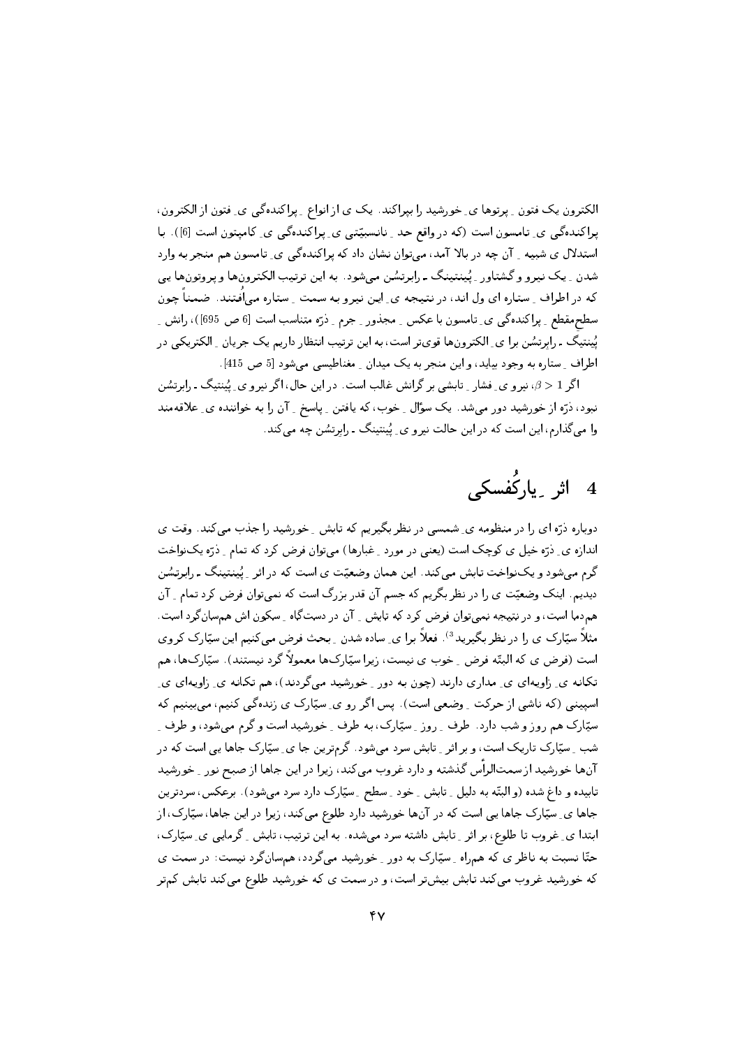الکترون یک فتون ـ پرتوها ی ـ خورشید را بپراکند. یک ی از انواع ـ پراکنده‌گی ی ـ فتون از الکترون، پراکنده‌گی ی ـ تامسون است (که در واقع حد ـ نانسبیّتی ی ـ پراکنده‌گی ی ـ کامپتون است [6]). با استدلال ی شبیه ـ آن چه در بالا آمد، می‌توان نشان داد که پراکنده‌گی ی ـ تامسون هم منجر به وارد شدن ـ یک نیرو و گشتاور ـ پُینتینگ ـ رابرتسُن می‌شود. به این ترتیب الکترون‌ها و پروتون‌ها یی که در اطراف ـ ستاره ای ول اند، در نتیجه ی ـ این نیرو به سمت ـ ستاره می‌اُفتند. ضمناً چون سطح‌مقطع ـ پراکنده‌گی ی ـ تامسون با عکس ـ مجذور ـ جرم ـ ذرّه متناسب است [6 ص 695])، رانش ـ پُینتیگ ـ رابرتسُن برا ی ـ الکترون‌ها قوی‌تر است، به این ترتیب انتظار داریم یک جریان ـ الکتریکی در اطراف ـ ستاره به وجود بیاید، و این منجر به یک میدان ـ مغناطیسی می‌شود [5 ص 415].

اگر $\beta > 1$، نیرو ی ـ فشار ـ تابشی بر گرانش غالب است. در این حال، اگر نیرو ی ـ پُینتیگ ـ رابرتسُن نبود، ذرّه از خورشید دور می‌شد. یک سؤال ـ خوب، که یافتن ـ پاسخ ـ آن را به خواننده ی ـ علاقه‌مند وا می‌گذارم، این است که در این حالت نیرو ی ـ پُینتینگ ـ رابرتسُن چه می‌کند.

# 4 اثر ـ یارکُفسکی

دوباره ذرّه ای را در منظومه ی ـ شمسی در نظر بگیریم که تابش ـ خورشید را جذب می‌کند. وقت ی اندازه ی ـ ذرّه خیل ی کوچک است (یعنی در مورد ـ غبارها) می‌توان فرض کرد که تمام ـ ذرّه یک‌نواخت گرم می‌شود و یک‌نواخت تابش می‌کند. این همان وضعیّت ی است که در اثر ـ پُینتینگ ـ رابرتسُن دیدیم. اینک وضعیّت ی را در نظر بگیریم که جسم آن قدر بزرگ است که نمی‌توان فرض کرد تمام ـ آن هم‌دما است، و در نتیجه نمی‌توان فرض کرد که تابش ـ آن در دست‌گاه ـ سکون اش هم‌سان‌گرد است. مثلاً سیّارک ی را در نظر بگیرید [3]. فعلاً برا ی ـ ساده شدن ـ بحث فرض می‌کنیم این سیّارک کروی است (فرض ی که البتّه فرض ـ خوب ی نیست، زیرا سیّارک‌ها معمولاً گرد نیستند). سیّارک‌ها، هم تکانه ی ـ زاویه‌ای ی ـ مداری دارند (چون به دور ـ خورشید می‌گردند)، هم تکانه ی ـ زاویه‌ای ی ـ اسپینی (که ناشی از حرکت ـ وضعی است). پس اگر رو ی ـ سیّارک ی زنده‌گی کنیم، می‌بینیم که سیّارک هم روز و شب دارد. طرف ـ روز ـ سیّارک، به طرف ـ خورشید است و گرم می‌شود، و طرف ـ شب ـ سیّارک تاریک است، و بر اثر ـ تابش سرد می‌شود. گرم‌ترین جا ی ـ سیّارک جاها یی است که در آن‌ها خورشید از سمت‌الرأس گذشته و دارد غروب می‌کند، زیرا در این جاها از صبح نور ـ خورشید تابیده و داغ شده (و البتّه به دلیل ـ تابش ـ خود ـ سطح ـ سیّارک دارد سرد می‌شود). برعکس، سردترین جاها ی ـ سیّارک جاها یی است که در آن‌ها خورشید دارد طلوع می‌کند، زیرا در این جاها، سیّارک، از ابتدا ی ـ غروب تا طلوع، بر اثر ـ تابش داشته سرد می‌شده. به این ترتیب، تابش ـ گرمایی ی ـ سیّارک، حتّا نسبت به ناظر ی که هم‌راه ـ سیّارک به دور ـ خورشید می‌گردد، هم‌سان‌گرد نیست: در سمت ی که خورشید غروب می‌کند تابش بیش‌تر است، و در سمت ی که خورشید طلوع می‌کند تابش کم‌تر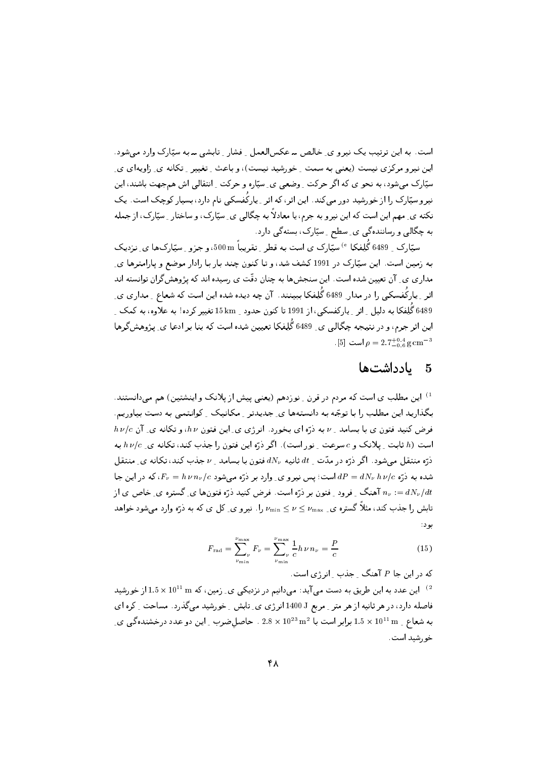است. به این ترتیب یک نیروی ِ خالص ــ عکس‌العمل ِ فشار ِ تابشی ــ به سیّارک وارد می‌شود. این نیرو مرکزی نیست (یعنی به سمت ِ خورشید نیست)، و باعث ِ تغییر ِ تکانه ی ِ زاویه‌ای ی ِ سیّارک می‌شود، به نحوی که اگر حرکت ِ وضعی ی ِ سیّاره و حرکت ِ انتقالی اش هم‌جهت باشند، این نیرو سیّارک را از خورشید دور می‌کند. این اثر، که اثر ِ یارکُفسکی نام دارد، بسیار کوچک است. یک نکته ی ِ مهم این است که این نیرو به جرم، یا معادلاً به چگالی ی ِ سیّارک، و ساختار ِ سیّارک، از جمله به چگالی و رسانندگی ی ِ سطح ِ سیّارک، بستگی دارد.

سیّارک ِ 6489 گُلِفکا [e] سیّارک ی است به قطر ِ تقریباً $500\,\mathrm{m}$، و جزو ِ سیّارک‌ها ی ِ نزدیک به زمین است. این سیّارک در 1991 کشف شد، و تا کنون چند بار با رادار موضع و پارامترها ی ِ مداری ی ِ آن تعیین شده است. این سنجش‌ها به چنان دقّت ی رسیده اند که پژوهش‌گران توانسته اند اثر ِ یارکُفسکی را در مدار ِ 6489 گُلِفکا ببینند. آن چه دیده شده این است که شعاع ِ مداری ی ِ 6489 گُلِفکا به دلیل ِ اثر ِ یارکفسکی، از 1991 تا کنون حدود ِ $15\,\mathrm{km}$ تغییر کرده! به علاوه، به کمک ِ این اثر جرم، و در نتیجه چگالی ی ِ 6489 گُلِفکا تعیین شده است که بنا بر ادعا ی ِ پژوهش‌گرها $\rho = 2.7^{+0.4}_{-0.6}\,\mathrm{g\,cm^{-3}}$ است [5].

## 5 یادداشت‌ها

[1] این مطلب ی است که مردم در قرن ِ نوزدهم (یعنی پیش از پلانک و اینشتین) هم می‌دانستند. بگذارید این مطلب را با توجّه به دانسته‌ها ی ِ جدیدتر ِ مکانیک ِ کوانتمی به دست بیاوریم. فرض کنید فوتون ی با بسامد ِ $\nu$ به ذرّه ای بخورد. انرژی ی ِ این فوتون $h\nu$، و تکانه ی ِ آن $h\nu/c$ است ($h$ ثابت ِ پلانک و $c$ سرعت ِ نور است). اگر ذرّه این فوتون را جذب کند، تکانه ی ِ $h\nu/c$ به ذرّه منتقل می‌شود. اگر ذرّه در مدّت ِ $dt$ ثانیه $dN_\nu$ فوتون با بسامد ِ $\nu$ جذب کند، تکانه ی ِ منتقل شده به ذرّه $dP = dN_\nu\, h\nu/c$ است؛ پس نیرو ی ِ وارد بر ذرّه می‌شود $F_\nu = h\nu n_\nu/c$، که در این جا $n_\nu := dN_\nu/dt$ آهنگ ِ فرود ِ فوتون بر ذرّه است. فرض کنید ذرّه فوتون‌ها ی ِ گستره ی ِ خاص ی از تابش را جذب کند، مثلاً گستره ی ِ $\nu_{\min} \le \nu \le \nu_{\max}$ را. نیرو ی ِ کل ی که به ذرّه وارد می‌شود خواهد بود:

$$F_{\mathrm{rad}} = \sum_{\nu_{\min}}^{\nu_{\max}} F_\nu = \sum_{\nu_{\min}}^{\nu_{\max}} \frac{1}{c} h\,\nu\, n_\nu = \frac{P}{c} \tag{15}$$

که در این جا $P$ آهنگ ِ جذب ِ انرژی است.

[2] این عدد به این طریق به دست می‌آید: می‌دانیم در نزدیکی ی ِ زمین، که $1.5 \times 10^{11}\,\mathrm{m}$ از خورشید فاصله دارد، در هر ثانیه از هر متر ِ مربع $1400\,\mathrm{J}$ انرژی ی ِ تابش ِ خورشید می‌گذرد. مساحت ِ کره ای به شعاع ِ $1.5 \times 10^{11}\,\mathrm{m}$ برابر است با $2.8 \times 10^{23}\,\mathrm{m}^2$. حاصل‌ضرب ِ این دو عدد درخشندگی ی ِ خورشید است.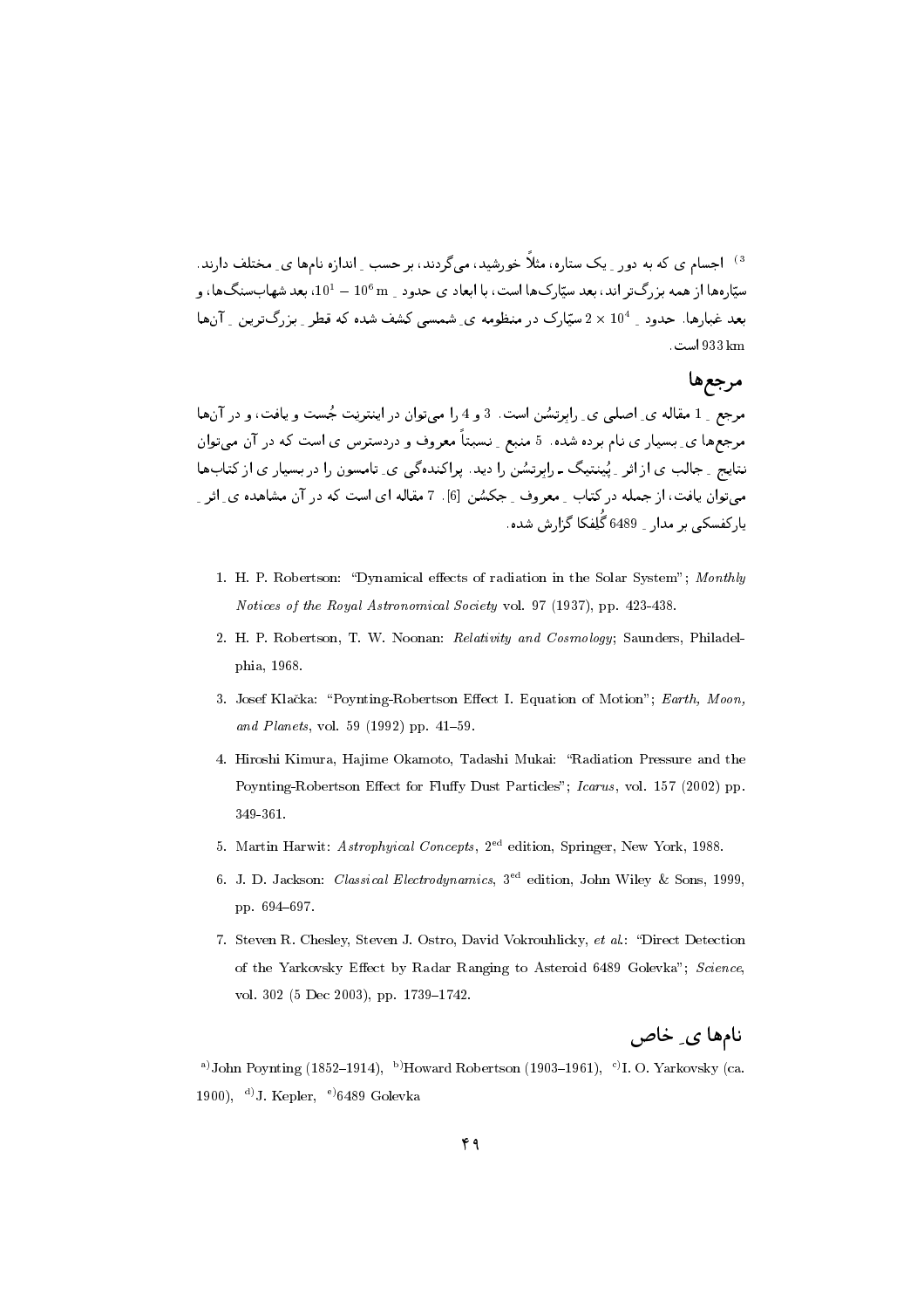[3] اجسام ی که به دور ِ یک ستاره، مثلاً خورشید، می‌گردند، بر حسب ِ اندازه نام‌ها ی ِ مختلف دارند. سیّاره‌ها از همه بزرگ‌تر اند، بعد سیّارک‌ها است، با ابعاد ی حدود ِ $10^1 - 10^6\,\mathrm{m}$، بعد شهاب‌سنگ‌ها، و بعد غبارها. حدود ِ $2\times 10^4$ سیّارک در منظومه ی ِ شمسی کشف شده که قطر ِ بزرگ‌ترین ِ آن‌ها $933\,\mathrm{km}$ است.

## مرجع‌ها

مرجع ِ 1 مقاله ی ِ اصلی ی ِ رابِرتسُن است. 3 و 4 را می‌توان در اینترنت جُست و یافت، و در آن‌ها مرجع‌ها ی ِ بسیار ی نام برده شده. 5 منبع ِ نسبتاً معروف و دردسترس ی است که در آن می‌توان نتایج ِ جالب ی از اثر ِ پُینتینگ ـ رابِرتسُن را دید. پراکنده‌گی ی ِ تامسون را در بسیار ی از کتاب‌ها می‌توان یافت، از جمله در کتاب ِ معروف ِ جکسُن [6]. 7 مقاله ای است که در آن مشاهده ی ِ اثر ِ یارکفسکی بر مدار ِ 6489 گُلِفکا گزارش شده.

1. H. P. Robertson: "Dynamical effects of radiation in the Solar System"; *Monthly Notices of the Royal Astronomical Society* vol. 97 (1937), pp. 423-438.
2. H. P. Robertson, T. W. Noonan: *Relativity and Cosmology*; Saunders, Philadelphia, 1968.
3. Josef Klačka: "Poynting-Robertson Effect I. Equation of Motion"; *Earth, Moon, and Planets*, vol. 59 (1992) pp. 41–59.
4. Hiroshi Kimura, Hajime Okamoto, Tadashi Mukai: "Radiation Pressure and the Poynting-Robertson Effect for Fluffy Dust Particles"; *Icarus*, vol. 157 (2002) pp. 349-361.
5. Martin Harwit: *Astrophyical Concepts*, 2[ed] edition, Springer, New York, 1988.
6. J. D. Jackson: *Classical Electrodynamics*, 3[ed] edition, John Wiley & Sons, 1999, pp. 694–697.
7. Steven R. Chesley, Steven J. Ostro, David Vokrouhlicky, *et al.*: "Direct Detection of the Yarkovsky Effect by Radar Ranging to Asteroid 6489 Golevka"; *Science*, vol. 302 (5 Dec 2003), pp. 1739–1742.

## نام‌ها ی ِ خاص

[a]John Poynting (1852–1914), [b]Howard Robertson (1903–1961), [c]I. O. Yarkovsky (ca. 1900), [d]J. Kepler, [e]6489 Golevka